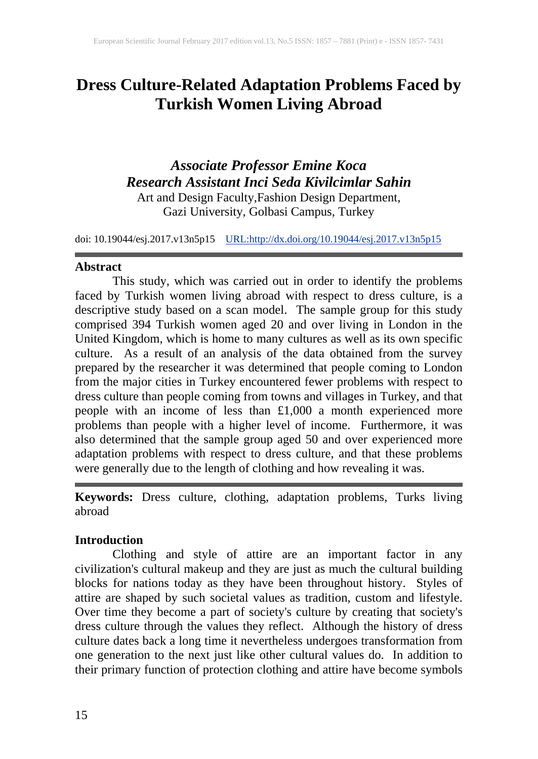# Dress Culture-Related Adaptation Problems Faced by Turkish Women Living Abroad

***Associate Professor Emine Koca***
***Research Assistant Inci Seda Kivilcimlar Sahin***
Art and Design Faculty,Fashion Design Department,
Gazi University, Golbasi Campus, Turkey

doi: 10.19044/esj.2017.v13n5p15 URL:http://dx.doi.org/10.19044/esj.2017.v13n5p15

## Abstract

This study, which was carried out in order to identify the problems faced by Turkish women living abroad with respect to dress culture, is a descriptive study based on a scan model. The sample group for this study comprised 394 Turkish women aged 20 and over living in London in the United Kingdom, which is home to many cultures as well as its own specific culture. As a result of an analysis of the data obtained from the survey prepared by the researcher it was determined that people coming to London from the major cities in Turkey encountered fewer problems with respect to dress culture than people coming from towns and villages in Turkey, and that people with an income of less than £1,000 a month experienced more problems than people with a higher level of income. Furthermore, it was also determined that the sample group aged 50 and over experienced more adaptation problems with respect to dress culture, and that these problems were generally due to the length of clothing and how revealing it was.

**Keywords:** Dress culture, clothing, adaptation problems, Turks living abroad

## Introduction

Clothing and style of attire are an important factor in any civilization's cultural makeup and they are just as much the cultural building blocks for nations today as they have been throughout history. Styles of attire are shaped by such societal values as tradition, custom and lifestyle. Over time they become a part of society's culture by creating that society's dress culture through the values they reflect. Although the history of dress culture dates back a long time it nevertheless undergoes transformation from one generation to the next just like other cultural values do. In addition to their primary function of protection clothing and attire have become symbols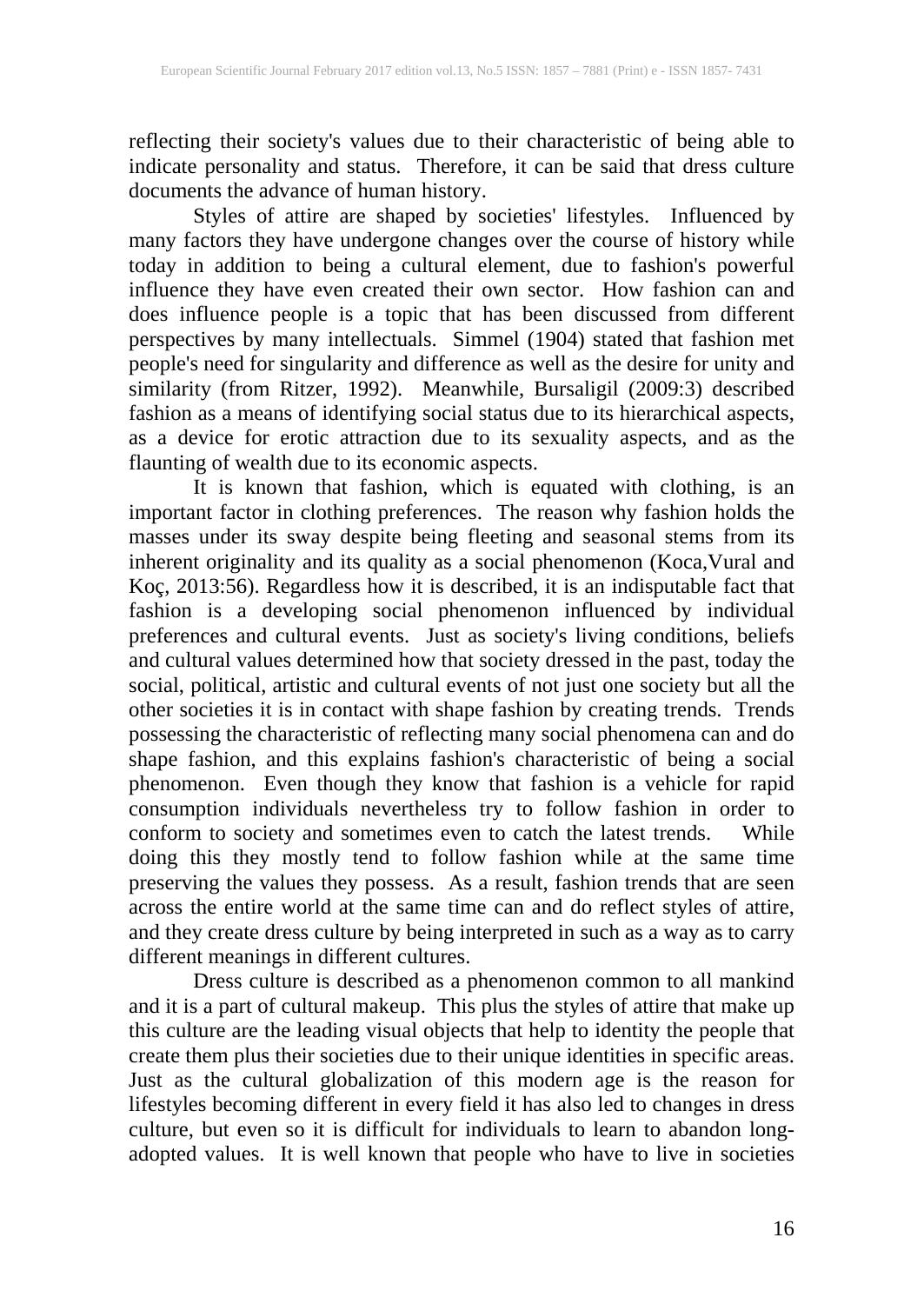reflecting their society's values due to their characteristic of being able to indicate personality and status. Therefore, it can be said that dress culture documents the advance of human history.

Styles of attire are shaped by societies' lifestyles. Influenced by many factors they have undergone changes over the course of history while today in addition to being a cultural element, due to fashion's powerful influence they have even created their own sector. How fashion can and does influence people is a topic that has been discussed from different perspectives by many intellectuals. Simmel (1904) stated that fashion met people's need for singularity and difference as well as the desire for unity and similarity (from Ritzer, 1992). Meanwhile, Bursaligil (2009:3) described fashion as a means of identifying social status due to its hierarchical aspects, as a device for erotic attraction due to its sexuality aspects, and as the flaunting of wealth due to its economic aspects.

It is known that fashion, which is equated with clothing, is an important factor in clothing preferences. The reason why fashion holds the masses under its sway despite being fleeting and seasonal stems from its inherent originality and its quality as a social phenomenon (Koca,Vural and Koç, 2013:56). Regardless how it is described, it is an indisputable fact that fashion is a developing social phenomenon influenced by individual preferences and cultural events. Just as society's living conditions, beliefs and cultural values determined how that society dressed in the past, today the social, political, artistic and cultural events of not just one society but all the other societies it is in contact with shape fashion by creating trends. Trends possessing the characteristic of reflecting many social phenomena can and do shape fashion, and this explains fashion's characteristic of being a social phenomenon. Even though they know that fashion is a vehicle for rapid consumption individuals nevertheless try to follow fashion in order to conform to society and sometimes even to catch the latest trends. While doing this they mostly tend to follow fashion while at the same time preserving the values they possess. As a result, fashion trends that are seen across the entire world at the same time can and do reflect styles of attire, and they create dress culture by being interpreted in such as a way as to carry different meanings in different cultures.

Dress culture is described as a phenomenon common to all mankind and it is a part of cultural makeup. This plus the styles of attire that make up this culture are the leading visual objects that help to identity the people that create them plus their societies due to their unique identities in specific areas. Just as the cultural globalization of this modern age is the reason for lifestyles becoming different in every field it has also led to changes in dress culture, but even so it is difficult for individuals to learn to abandon long-adopted values. It is well known that people who have to live in societies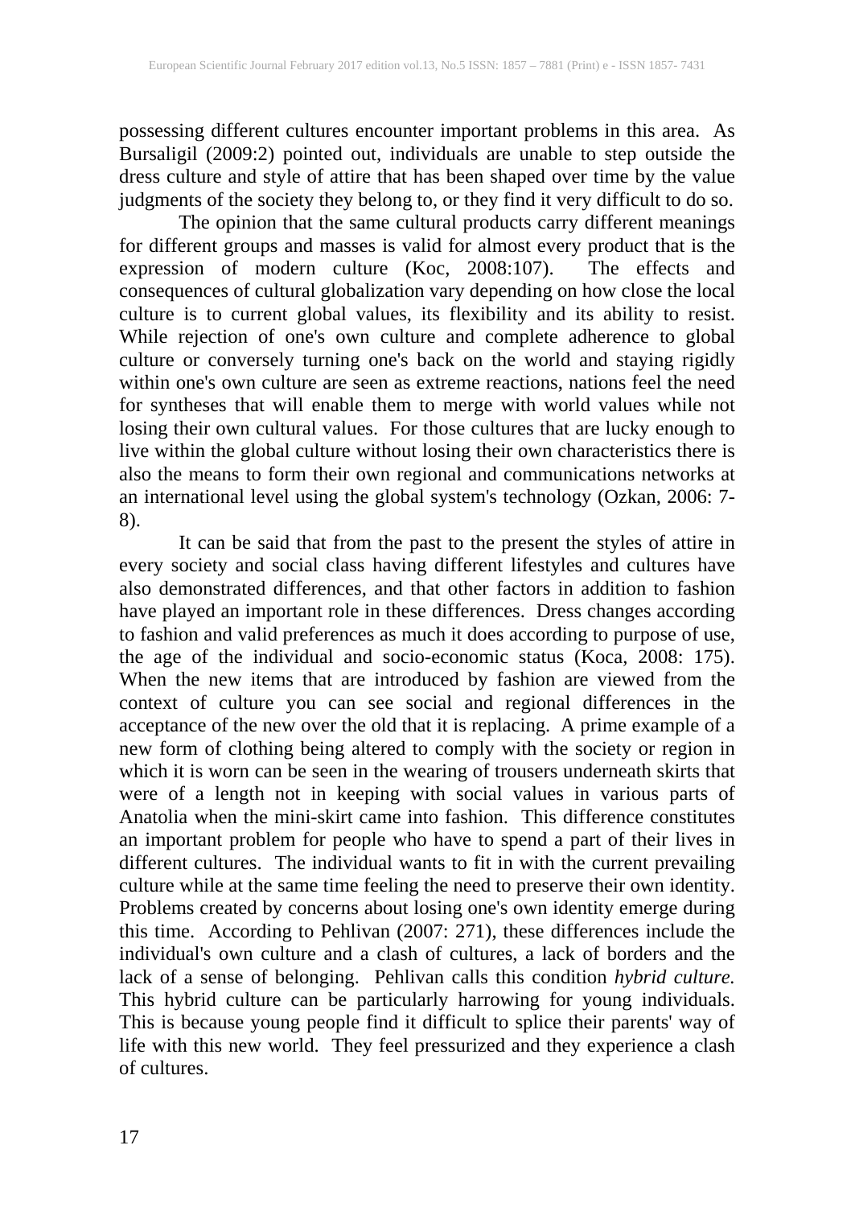possessing different cultures encounter important problems in this area. As Bursaligil (2009:2) pointed out, individuals are unable to step outside the dress culture and style of attire that has been shaped over time by the value judgments of the society they belong to, or they find it very difficult to do so.

The opinion that the same cultural products carry different meanings for different groups and masses is valid for almost every product that is the expression of modern culture (Koc, 2008:107). The effects and consequences of cultural globalization vary depending on how close the local culture is to current global values, its flexibility and its ability to resist. While rejection of one's own culture and complete adherence to global culture or conversely turning one's back on the world and staying rigidly within one's own culture are seen as extreme reactions, nations feel the need for syntheses that will enable them to merge with world values while not losing their own cultural values. For those cultures that are lucky enough to live within the global culture without losing their own characteristics there is also the means to form their own regional and communications networks at an international level using the global system's technology (Ozkan, 2006: 7-8).

It can be said that from the past to the present the styles of attire in every society and social class having different lifestyles and cultures have also demonstrated differences, and that other factors in addition to fashion have played an important role in these differences. Dress changes according to fashion and valid preferences as much it does according to purpose of use, the age of the individual and socio-economic status (Koca, 2008: 175). When the new items that are introduced by fashion are viewed from the context of culture you can see social and regional differences in the acceptance of the new over the old that it is replacing. A prime example of a new form of clothing being altered to comply with the society or region in which it is worn can be seen in the wearing of trousers underneath skirts that were of a length not in keeping with social values in various parts of Anatolia when the mini-skirt came into fashion. This difference constitutes an important problem for people who have to spend a part of their lives in different cultures. The individual wants to fit in with the current prevailing culture while at the same time feeling the need to preserve their own identity. Problems created by concerns about losing one's own identity emerge during this time. According to Pehlivan (2007: 271), these differences include the individual's own culture and a clash of cultures, a lack of borders and the lack of a sense of belonging. Pehlivan calls this condition *hybrid culture.* This hybrid culture can be particularly harrowing for young individuals. This is because young people find it difficult to splice their parents' way of life with this new world. They feel pressurized and they experience a clash of cultures.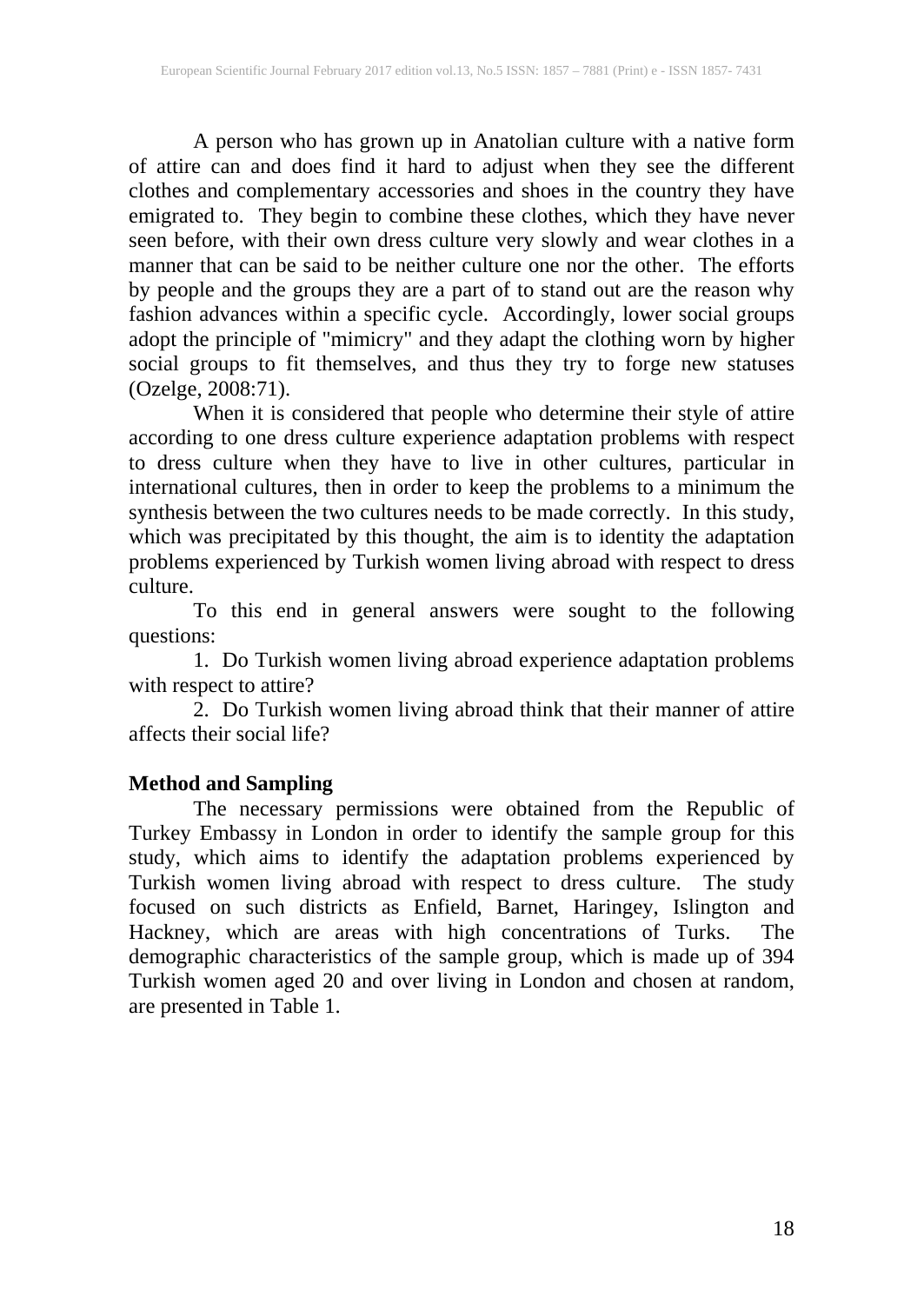A person who has grown up in Anatolian culture with a native form of attire can and does find it hard to adjust when they see the different clothes and complementary accessories and shoes in the country they have emigrated to. They begin to combine these clothes, which they have never seen before, with their own dress culture very slowly and wear clothes in a manner that can be said to be neither culture one nor the other. The efforts by people and the groups they are a part of to stand out are the reason why fashion advances within a specific cycle. Accordingly, lower social groups adopt the principle of "mimicry" and they adapt the clothing worn by higher social groups to fit themselves, and thus they try to forge new statuses (Ozelge, 2008:71).

When it is considered that people who determine their style of attire according to one dress culture experience adaptation problems with respect to dress culture when they have to live in other cultures, particular in international cultures, then in order to keep the problems to a minimum the synthesis between the two cultures needs to be made correctly. In this study, which was precipitated by this thought, the aim is to identity the adaptation problems experienced by Turkish women living abroad with respect to dress culture.

To this end in general answers were sought to the following questions:

1. Do Turkish women living abroad experience adaptation problems with respect to attire?
2. Do Turkish women living abroad think that their manner of attire affects their social life?

**Method and Sampling**

The necessary permissions were obtained from the Republic of Turkey Embassy in London in order to identify the sample group for this study, which aims to identify the adaptation problems experienced by Turkish women living abroad with respect to dress culture. The study focused on such districts as Enfield, Barnet, Haringey, Islington and Hackney, which are areas with high concentrations of Turks. The demographic characteristics of the sample group, which is made up of 394 Turkish women aged 20 and over living in London and chosen at random, are presented in Table 1.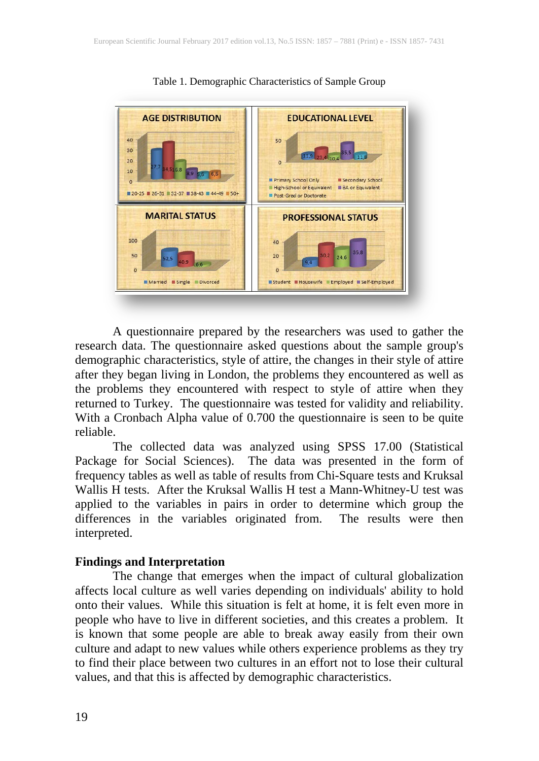Table 1. Demographic Characteristics of Sample Group

**AGE DISTRIBUTION**

| 20-25 | 26-31 | 32-37 | 38-43 | 44-49 | 50+ |
|---|---|---|---|---|---|
| 27,7 | 34,5 | 16,8 | 8,9 | 5,6 | 6,5 |

**EDUCATIONAL LEVEL**

| Primary School Only | Secondary School | High-School or Equivalent | BA or Equivalent | Post-Grad or Doctorate |
|---|---|---|---|---|
| 11,5 | 23,4 | 10,4 | 35,5 | 11,8 |

**MARITAL STATUS**

| Married | Single | Divorced |
|---|---|---|
| 52,5 | 40,9 | 6,6 |

**PROFESSIONAL STATUS**

| Student | Housewife | Employed | Self-Employed |
|---|---|---|---|
| 9,4 | 30,2 | 24.6 | 35,8 |

A questionnaire prepared by the researchers was used to gather the research data. The questionnaire asked questions about the sample group's demographic characteristics, style of attire, the changes in their style of attire after they began living in London, the problems they encountered as well as the problems they encountered with respect to style of attire when they returned to Turkey. The questionnaire was tested for validity and reliability. With a Cronbach Alpha value of 0.700 the questionnaire is seen to be quite reliable.

The collected data was analyzed using SPSS 17.00 (Statistical Package for Social Sciences). The data was presented in the form of frequency tables as well as table of results from Chi-Square tests and Kruksal Wallis H tests. After the Kruksal Wallis H test a Mann-Whitney-U test was applied to the variables in pairs in order to determine which group the differences in the variables originated from. The results were then interpreted.

## Findings and Interpretation

The change that emerges when the impact of cultural globalization affects local culture as well varies depending on individuals' ability to hold onto their values. While this situation is felt at home, it is felt even more in people who have to live in different societies, and this creates a problem. It is known that some people are able to break away easily from their own culture and adapt to new values while others experience problems as they try to find their place between two cultures in an effort not to lose their cultural values, and that this is affected by demographic characteristics.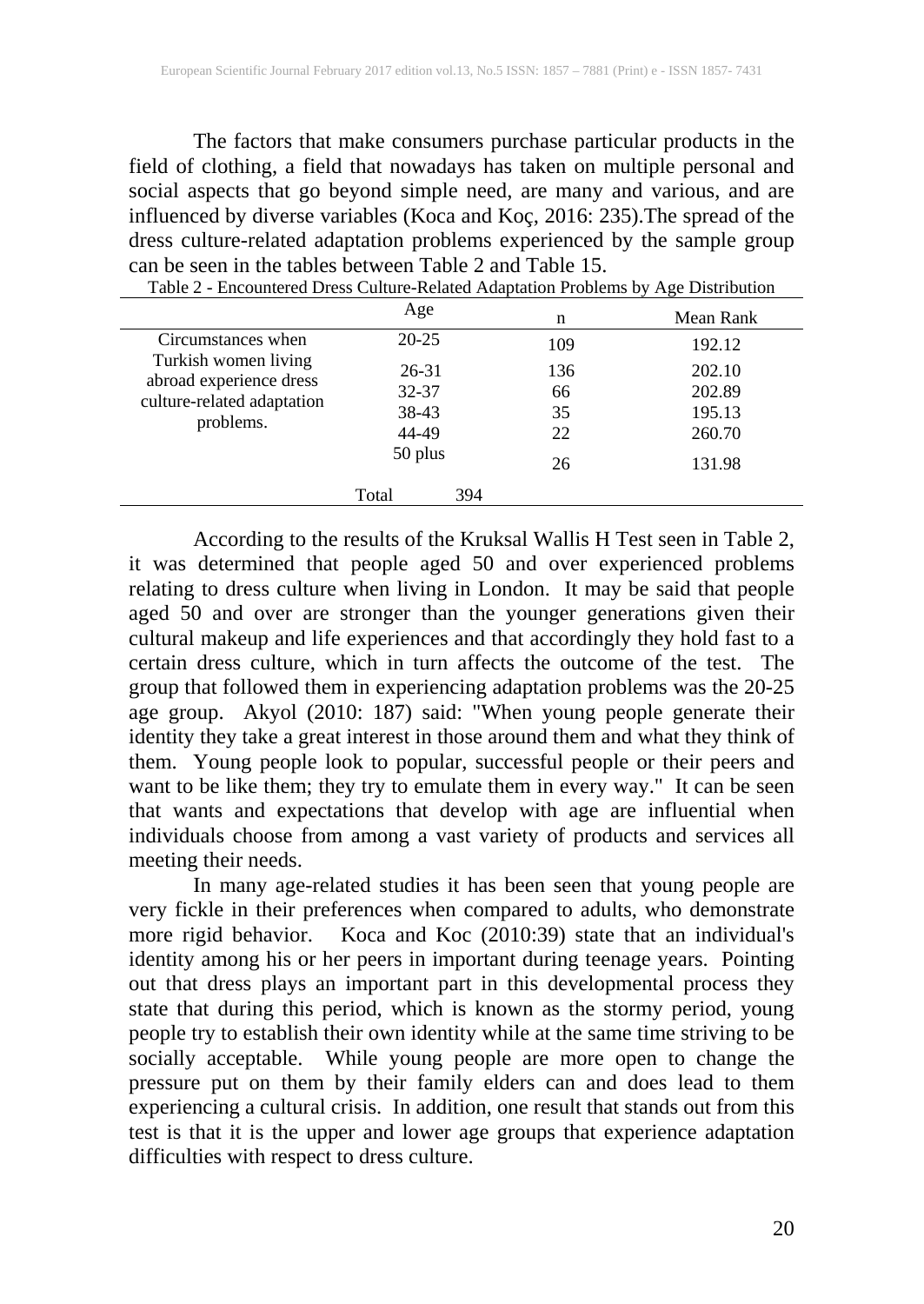The factors that make consumers purchase particular products in the field of clothing, a field that nowadays has taken on multiple personal and social aspects that go beyond simple need, are many and various, and are influenced by diverse variables (Koca and Koç, 2016: 235).The spread of the dress culture-related adaptation problems experienced by the sample group can be seen in the tables between Table 2 and Table 15.

Table 2 - Encountered Dress Culture-Related Adaptation Problems by Age Distribution

| | Age | n | Mean Rank |
|---|---|---|---|
| Circumstances when Turkish women living abroad experience dress culture-related adaptation problems. | 20-25 | 109 | 192.12 |
| | 26-31 | 136 | 202.10 |
| | 32-37 | 66 | 202.89 |
| | 38-43 | 35 | 195.13 |
| | 44-49 | 22 | 260.70 |
| | 50 plus | 26 | 131.98 |
| | Total | 394 | |

According to the results of the Kruksal Wallis H Test seen in Table 2, it was determined that people aged 50 and over experienced problems relating to dress culture when living in London. It may be said that people aged 50 and over are stronger than the younger generations given their cultural makeup and life experiences and that accordingly they hold fast to a certain dress culture, which in turn affects the outcome of the test. The group that followed them in experiencing adaptation problems was the 20-25 age group. Akyol (2010: 187) said: "When young people generate their identity they take a great interest in those around them and what they think of them. Young people look to popular, successful people or their peers and want to be like them; they try to emulate them in every way." It can be seen that wants and expectations that develop with age are influential when individuals choose from among a vast variety of products and services all meeting their needs.

In many age-related studies it has been seen that young people are very fickle in their preferences when compared to adults, who demonstrate more rigid behavior. Koca and Koc (2010:39) state that an individual's identity among his or her peers in important during teenage years. Pointing out that dress plays an important part in this developmental process they state that during this period, which is known as the stormy period, young people try to establish their own identity while at the same time striving to be socially acceptable. While young people are more open to change the pressure put on them by their family elders can and does lead to them experiencing a cultural crisis. In addition, one result that stands out from this test is that it is the upper and lower age groups that experience adaptation difficulties with respect to dress culture.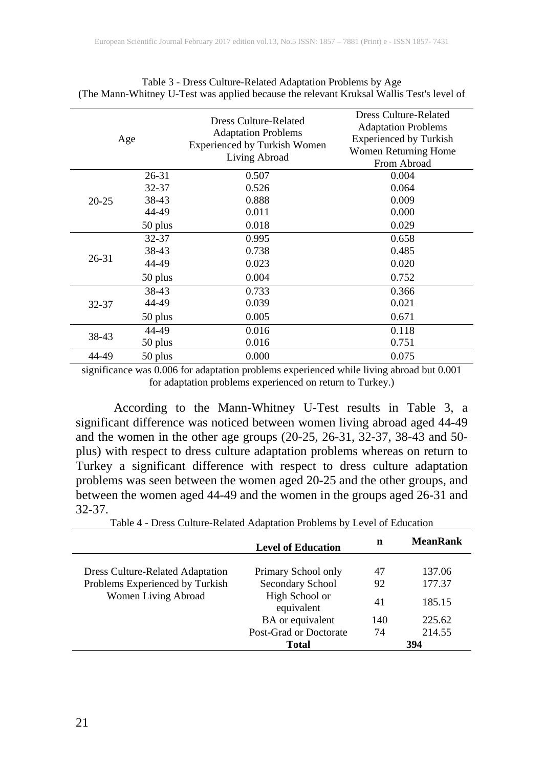Table 3 - Dress Culture-Related Adaptation Problems by Age
(The Mann-Whitney U-Test was applied because the relevant Kruksal Wallis Test's level of

| Age | | Dress Culture-Related Adaptation Problems Experienced by Turkish Women Living Abroad | Dress Culture-Related Adaptation Problems Experienced by Turkish Women Returning Home From Abroad |
|---|---|---|---|
| 20-25 | 26-31 | 0.507 | 0.004 |
| | 32-37 | 0.526 | 0.064 |
| | 38-43 | 0.888 | 0.009 |
| | 44-49 | 0.011 | 0.000 |
| | 50 plus | 0.018 | 0.029 |
| 26-31 | 32-37 | 0.995 | 0.658 |
| | 38-43 | 0.738 | 0.485 |
| | 44-49 | 0.023 | 0.020 |
| | 50 plus | 0.004 | 0.752 |
| 32-37 | 38-43 | 0.733 | 0.366 |
| | 44-49 | 0.039 | 0.021 |
| | 50 plus | 0.005 | 0.671 |
| 38-43 | 44-49 | 0.016 | 0.118 |
| | 50 plus | 0.016 | 0.751 |
| 44-49 | 50 plus | 0.000 | 0.075 |

significance was 0.006 for adaptation problems experienced while living abroad but 0.001 for adaptation problems experienced on return to Turkey.)

According to the Mann-Whitney U-Test results in Table 3, a significant difference was noticed between women living abroad aged 44-49 and the women in the other age groups (20-25, 26-31, 32-37, 38-43 and 50-plus) with respect to dress culture adaptation problems whereas on return to Turkey a significant difference with respect to dress culture adaptation problems was seen between the women aged 20-25 and the other groups, and between the women aged 44-49 and the women in the groups aged 26-31 and 32-37.

Table 4 - Dress Culture-Related Adaptation Problems by Level of Education

| | **Level of Education** | **n** | **MeanRank** |
|---|---|---|---|
| Dress Culture-Related Adaptation Problems Experienced by Turkish Women Living Abroad | Primary School only | 47 | 137.06 |
| | Secondary School | 92 | 177.37 |
| | High School or equivalent | 41 | 185.15 |
| | BA or equivalent | 140 | 225.62 |
| | Post-Grad or Doctorate | 74 | 214.55 |
| | **Total** | **394** | |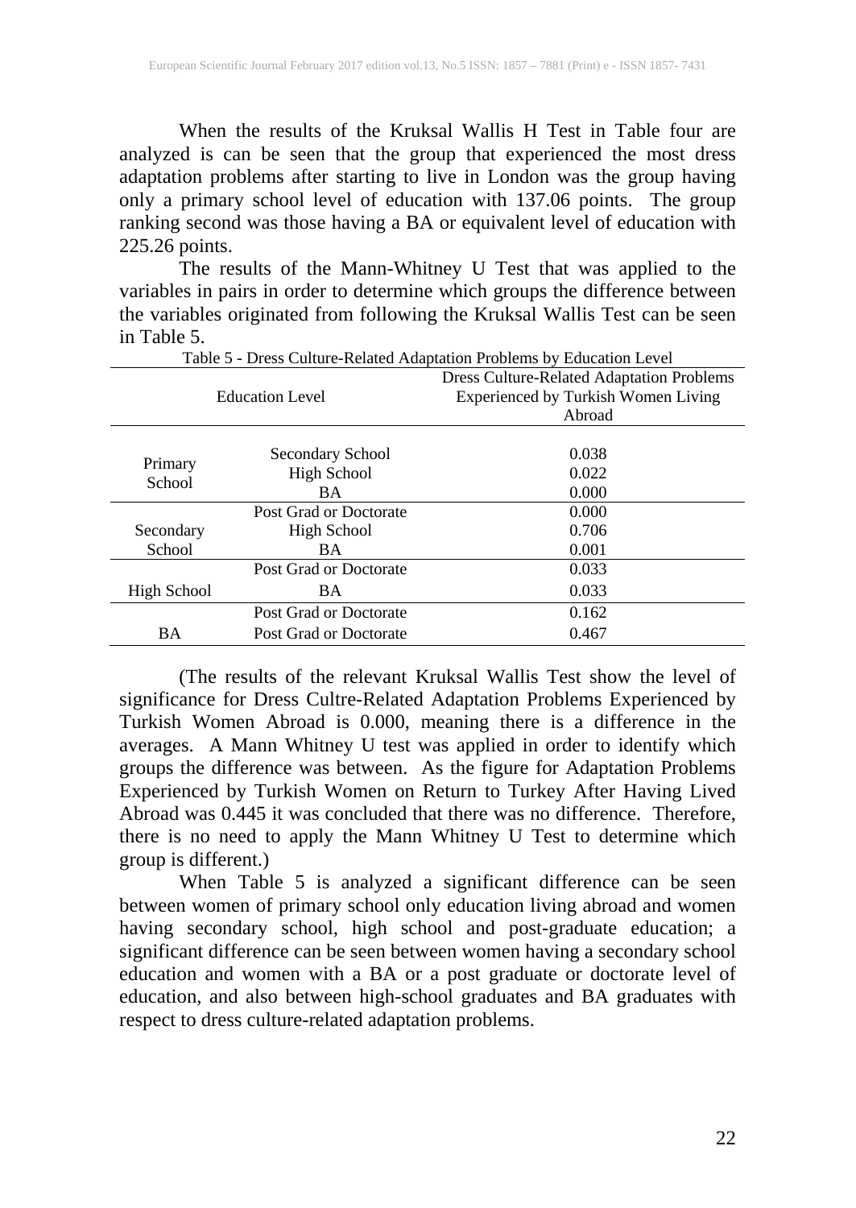When the results of the Kruksal Wallis H Test in Table four are analyzed is can be seen that the group that experienced the most dress adaptation problems after starting to live in London was the group having only a primary school level of education with 137.06 points. The group ranking second was those having a BA or equivalent level of education with 225.26 points.

The results of the Mann-Whitney U Test that was applied to the variables in pairs in order to determine which groups the difference between the variables originated from following the Kruksal Wallis Test can be seen in Table 5.

Table 5 - Dress Culture-Related Adaptation Problems by Education Level

| Education Level | | Dress Culture-Related Adaptation Problems Experienced by Turkish Women Living Abroad |
|---|---|---|
| Primary School | Secondary School | 0.038 |
| | High School | 0.022 |
| | BA | 0.000 |
| | Post Grad or Doctorate | 0.000 |
| Secondary School | High School | 0.706 |
| | BA | 0.001 |
| | Post Grad or Doctorate | 0.033 |
| High School | BA | 0.033 |
| | Post Grad or Doctorate | 0.162 |
| BA | Post Grad or Doctorate | 0.467 |

(The results of the relevant Kruksal Wallis Test show the level of significance for Dress Cultre-Related Adaptation Problems Experienced by Turkish Women Abroad is 0.000, meaning there is a difference in the averages. A Mann Whitney U test was applied in order to identify which groups the difference was between. As the figure for Adaptation Problems Experienced by Turkish Women on Return to Turkey After Having Lived Abroad was 0.445 it was concluded that there was no difference. Therefore, there is no need to apply the Mann Whitney U Test to determine which group is different.)

When Table 5 is analyzed a significant difference can be seen between women of primary school only education living abroad and women having secondary school, high school and post-graduate education; a significant difference can be seen between women having a secondary school education and women with a BA or a post graduate or doctorate level of education, and also between high-school graduates and BA graduates with respect to dress culture-related adaptation problems.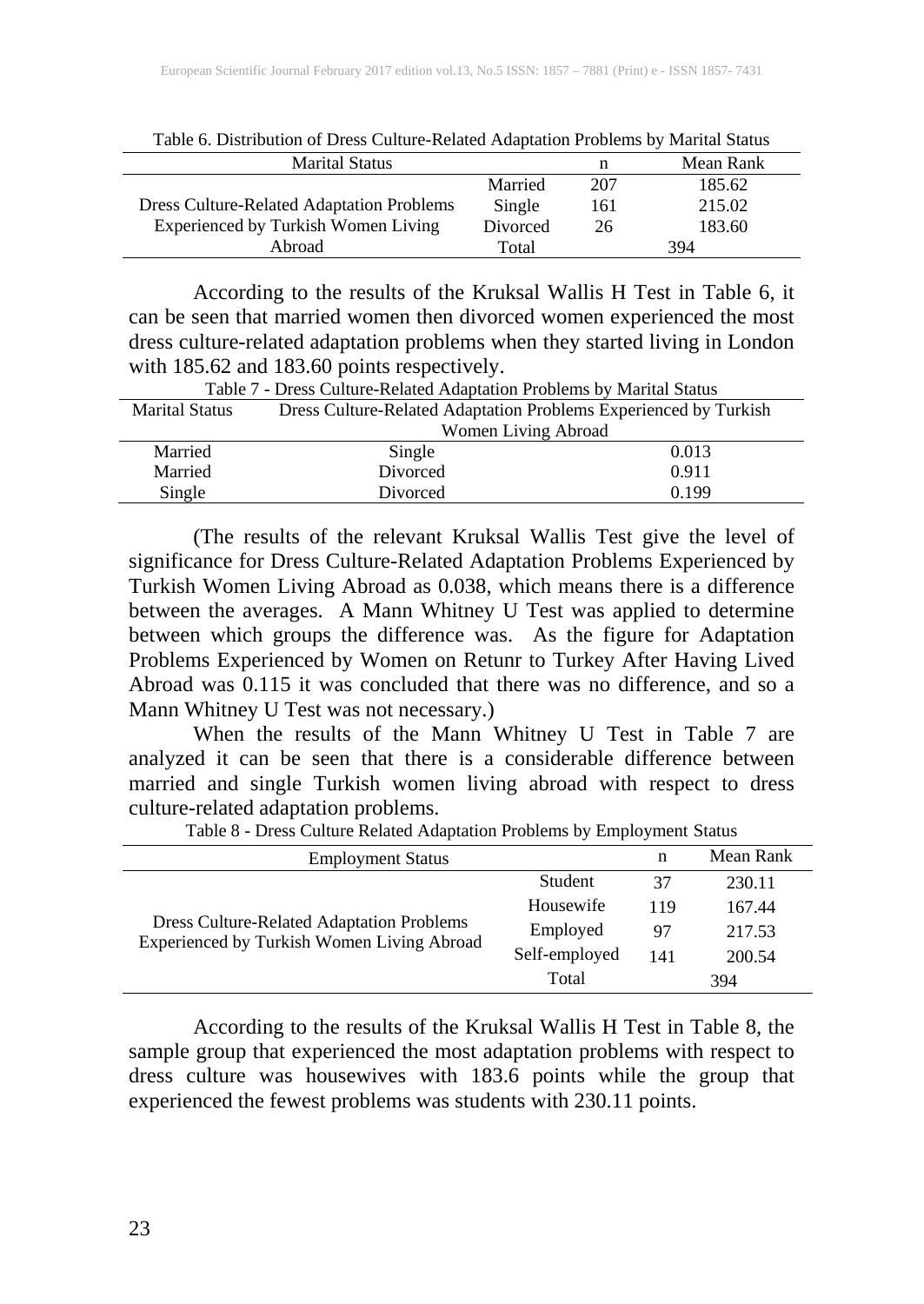Table 6. Distribution of Dress Culture-Related Adaptation Problems by Marital Status

| Marital Status | | n | Mean Rank |
|---|---|---|---|
| Dress Culture-Related Adaptation Problems Experienced by Turkish Women Living Abroad | Married | 207 | 185.62 |
| | Single | 161 | 215.02 |
| | Divorced | 26 | 183.60 |
| | Total | | 394 |

According to the results of the Kruksal Wallis H Test in Table 6, it can be seen that married women then divorced women experienced the most dress culture-related adaptation problems when they started living in London with 185.62 and 183.60 points respectively.

Table 7 - Dress Culture-Related Adaptation Problems by Marital Status

| Marital Status | Dress Culture-Related Adaptation Problems Experienced by Turkish Women Living Abroad | |
|---|---|---|
| Married | Single | 0.013 |
| Married | Divorced | 0.911 |
| Single | Divorced | 0.199 |

(The results of the relevant Kruksal Wallis Test give the level of significance for Dress Culture-Related Adaptation Problems Experienced by Turkish Women Living Abroad as 0.038, which means there is a difference between the averages. A Mann Whitney U Test was applied to determine between which groups the difference was. As the figure for Adaptation Problems Experienced by Women on Retunr to Turkey After Having Lived Abroad was 0.115 it was concluded that there was no difference, and so a Mann Whitney U Test was not necessary.)

When the results of the Mann Whitney U Test in Table 7 are analyzed it can be seen that there is a considerable difference between married and single Turkish women living abroad with respect to dress culture-related adaptation problems.

Table 8 - Dress Culture Related Adaptation Problems by Employment Status

| Employment Status | | n | Mean Rank |
|---|---|---|---|
| Dress Culture-Related Adaptation Problems Experienced by Turkish Women Living Abroad | Student | 37 | 230.11 |
| | Housewife | 119 | 167.44 |
| | Employed | 97 | 217.53 |
| | Self-employed | 141 | 200.54 |
| | Total | | 394 |

According to the results of the Kruksal Wallis H Test in Table 8, the sample group that experienced the most adaptation problems with respect to dress culture was housewives with 183.6 points while the group that experienced the fewest problems was students with 230.11 points.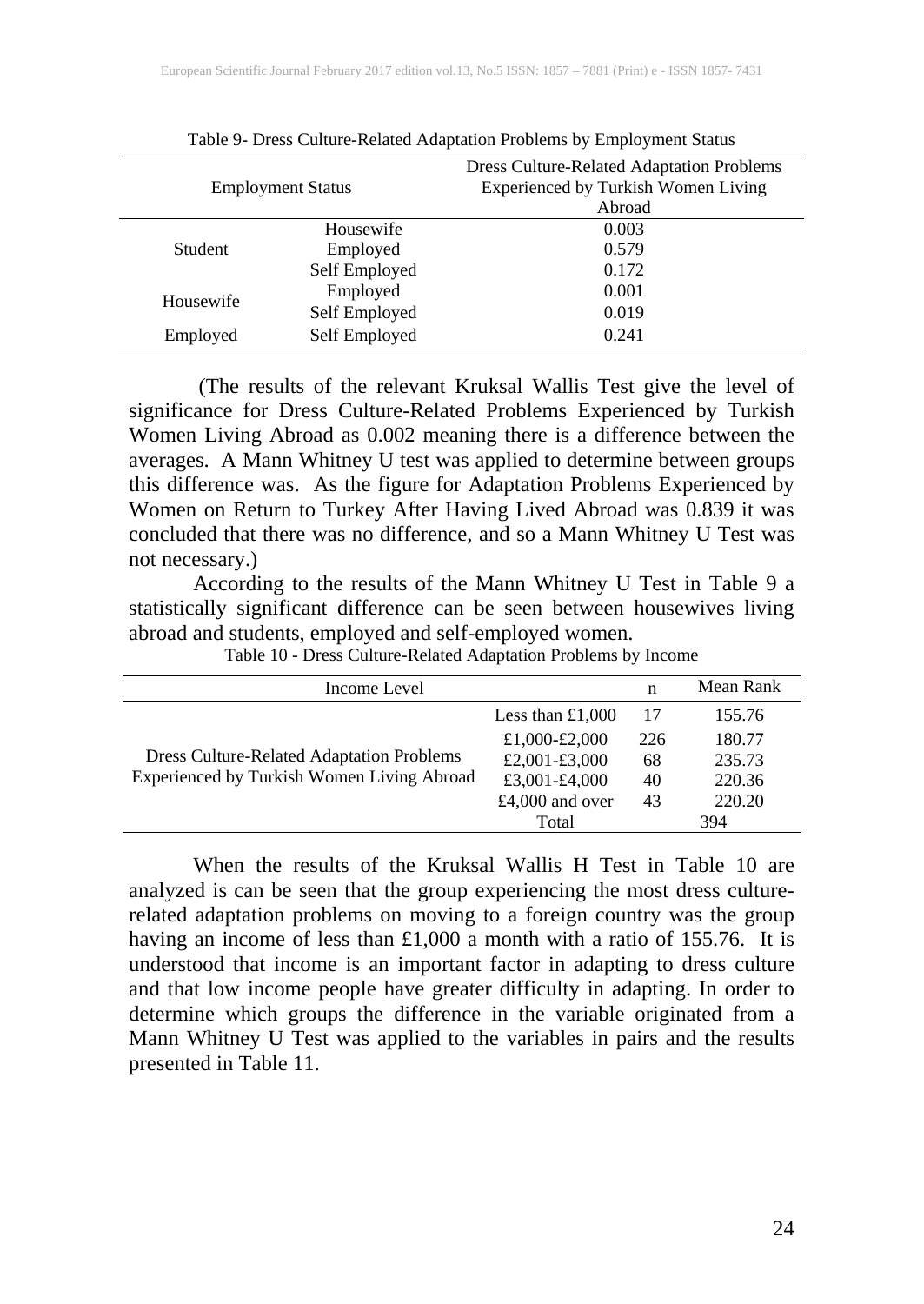Table 9- Dress Culture-Related Adaptation Problems by Employment Status

| Employment Status | | Dress Culture-Related Adaptation Problems Experienced by Turkish Women Living Abroad |
|---|---|---|
| Student | Housewife | 0.003 |
| | Employed | 0.579 |
| | Self Employed | 0.172 |
| Housewife | Employed | 0.001 |
| | Self Employed | 0.019 |
| Employed | Self Employed | 0.241 |

(The results of the relevant Kruksal Wallis Test give the level of significance for Dress Culture-Related Problems Experienced by Turkish Women Living Abroad as 0.002 meaning there is a difference between the averages. A Mann Whitney U test was applied to determine between groups this difference was. As the figure for Adaptation Problems Experienced by Women on Return to Turkey After Having Lived Abroad was 0.839 it was concluded that there was no difference, and so a Mann Whitney U Test was not necessary.)

According to the results of the Mann Whitney U Test in Table 9 a statistically significant difference can be seen between housewives living abroad and students, employed and self-employed women.

Table 10 - Dress Culture-Related Adaptation Problems by Income

| Income Level | | n | Mean Rank |
|---|---|---|---|
| Dress Culture-Related Adaptation Problems Experienced by Turkish Women Living Abroad | Less than £1,000 | 17 | 155.76 |
| | £1,000-£2,000 | 226 | 180.77 |
| | £2,001-£3,000 | 68 | 235.73 |
| | £3,001-£4,000 | 40 | 220.36 |
| | £4,000 and over | 43 | 220.20 |
| | Total | 394 | |

When the results of the Kruksal Wallis H Test in Table 10 are analyzed is can be seen that the group experiencing the most dress culture-related adaptation problems on moving to a foreign country was the group having an income of less than £1,000 a month with a ratio of 155.76. It is understood that income is an important factor in adapting to dress culture and that low income people have greater difficulty in adapting. In order to determine which groups the difference in the variable originated from a Mann Whitney U Test was applied to the variables in pairs and the results presented in Table 11.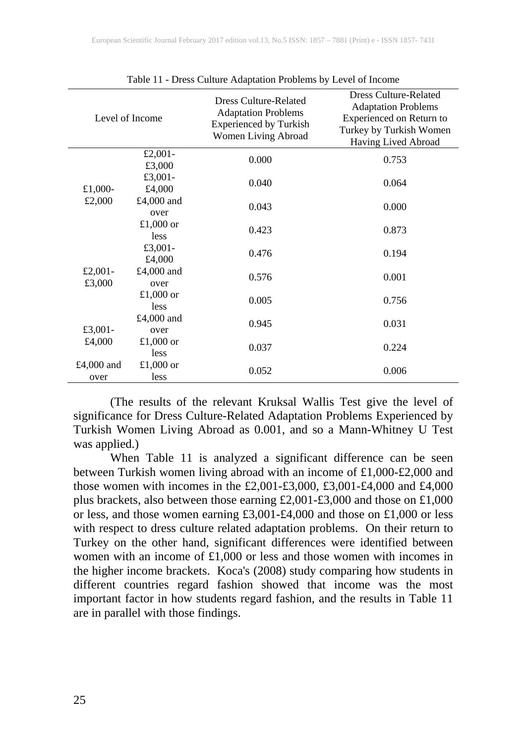Table 11 - Dress Culture Adaptation Problems by Level of Income

| Level of Income | | Dress Culture-Related Adaptation Problems Experienced by Turkish Women Living Abroad | Dress Culture-Related Adaptation Problems Experienced on Return to Turkey by Turkish Women Having Lived Abroad |
|---|---|---|---|
| £1,000-£2,000 | £2,001-£3,000 | 0.000 | 0.753 |
| | £3,001-£4,000 | 0.040 | 0.064 |
| | £4,000 and over | 0.043 | 0.000 |
| | £1,000 or less | 0.423 | 0.873 |
| £2,001-£3,000 | £3,001-£4,000 | 0.476 | 0.194 |
| | £4,000 and over | 0.576 | 0.001 |
| | £1,000 or less | 0.005 | 0.756 |
| £3,001-£4,000 | £4,000 and over | 0.945 | 0.031 |
| | £1,000 or less | 0.037 | 0.224 |
| £4,000 and over | £1,000 or less | 0.052 | 0.006 |

(The results of the relevant Kruksal Wallis Test give the level of significance for Dress Culture-Related Adaptation Problems Experienced by Turkish Women Living Abroad as 0.001, and so a Mann-Whitney U Test was applied.)

When Table 11 is analyzed a significant difference can be seen between Turkish women living abroad with an income of £1,000-£2,000 and those women with incomes in the £2,001-£3,000, £3,001-£4,000 and £4,000 plus brackets, also between those earning £2,001-£3,000 and those on £1,000 or less, and those women earning £3,001-£4,000 and those on £1,000 or less with respect to dress culture related adaptation problems. On their return to Turkey on the other hand, significant differences were identified between women with an income of £1,000 or less and those women with incomes in the higher income brackets. Koca's (2008) study comparing how students in different countries regard fashion showed that income was the most important factor in how students regard fashion, and the results in Table 11 are in parallel with those findings.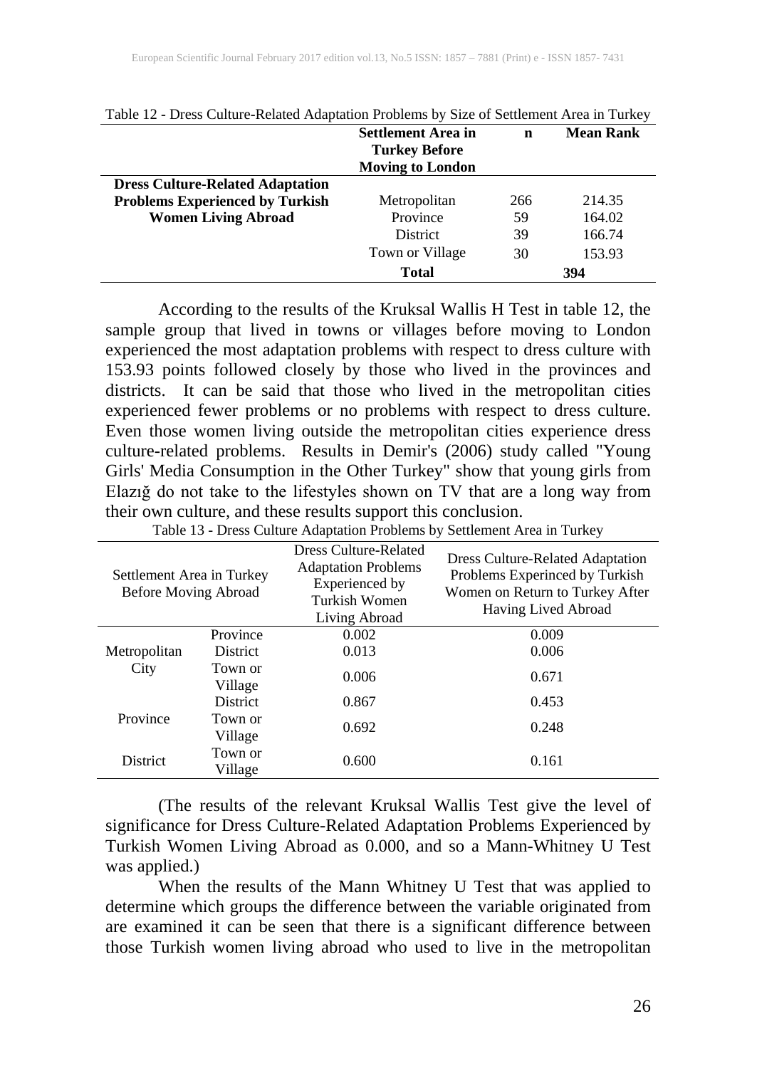Table 12 - Dress Culture-Related Adaptation Problems by Size of Settlement Area in Turkey

| | Settlement Area in Turkey Before Moving to London | n | Mean Rank |
|---|---|---|---|
| **Dress Culture-Related Adaptation Problems Experienced by Turkish Women Living Abroad** | Metropolitan | 266 | 214.35 |
| | Province | 59 | 164.02 |
| | District | 39 | 166.74 |
| | Town or Village | 30 | 153.93 |
| | **Total** | **394** | |

According to the results of the Kruksal Wallis H Test in table 12, the sample group that lived in towns or villages before moving to London experienced the most adaptation problems with respect to dress culture with 153.93 points followed closely by those who lived in the provinces and districts. It can be said that those who lived in the metropolitan cities experienced fewer problems or no problems with respect to dress culture. Even those women living outside the metropolitan cities experience dress culture-related problems. Results in Demir's (2006) study called "Young Girls' Media Consumption in the Other Turkey" show that young girls from Elazığ do not take to the lifestyles shown on TV that are a long way from their own culture, and these results support this conclusion.

Table 13 - Dress Culture Adaptation Problems by Settlement Area in Turkey

| Settlement Area in Turkey Before Moving Abroad | | Dress Culture-Related Adaptation Problems Experienced by Turkish Women Living Abroad | Dress Culture-Related Adaptation Problems Experinced by Turkish Women on Return to Turkey After Having Lived Abroad |
|---|---|---|---|
| Metropolitan City | Province | 0.002 | 0.009 |
| | District | 0.013 | 0.006 |
| | Town or Village | 0.006 | 0.671 |
| Province | District | 0.867 | 0.453 |
| | Town or Village | 0.692 | 0.248 |
| District | Town or Village | 0.600 | 0.161 |

(The results of the relevant Kruksal Wallis Test give the level of significance for Dress Culture-Related Adaptation Problems Experienced by Turkish Women Living Abroad as 0.000, and so a Mann-Whitney U Test was applied.)

When the results of the Mann Whitney U Test that was applied to determine which groups the difference between the variable originated from are examined it can be seen that there is a significant difference between those Turkish women living abroad who used to live in the metropolitan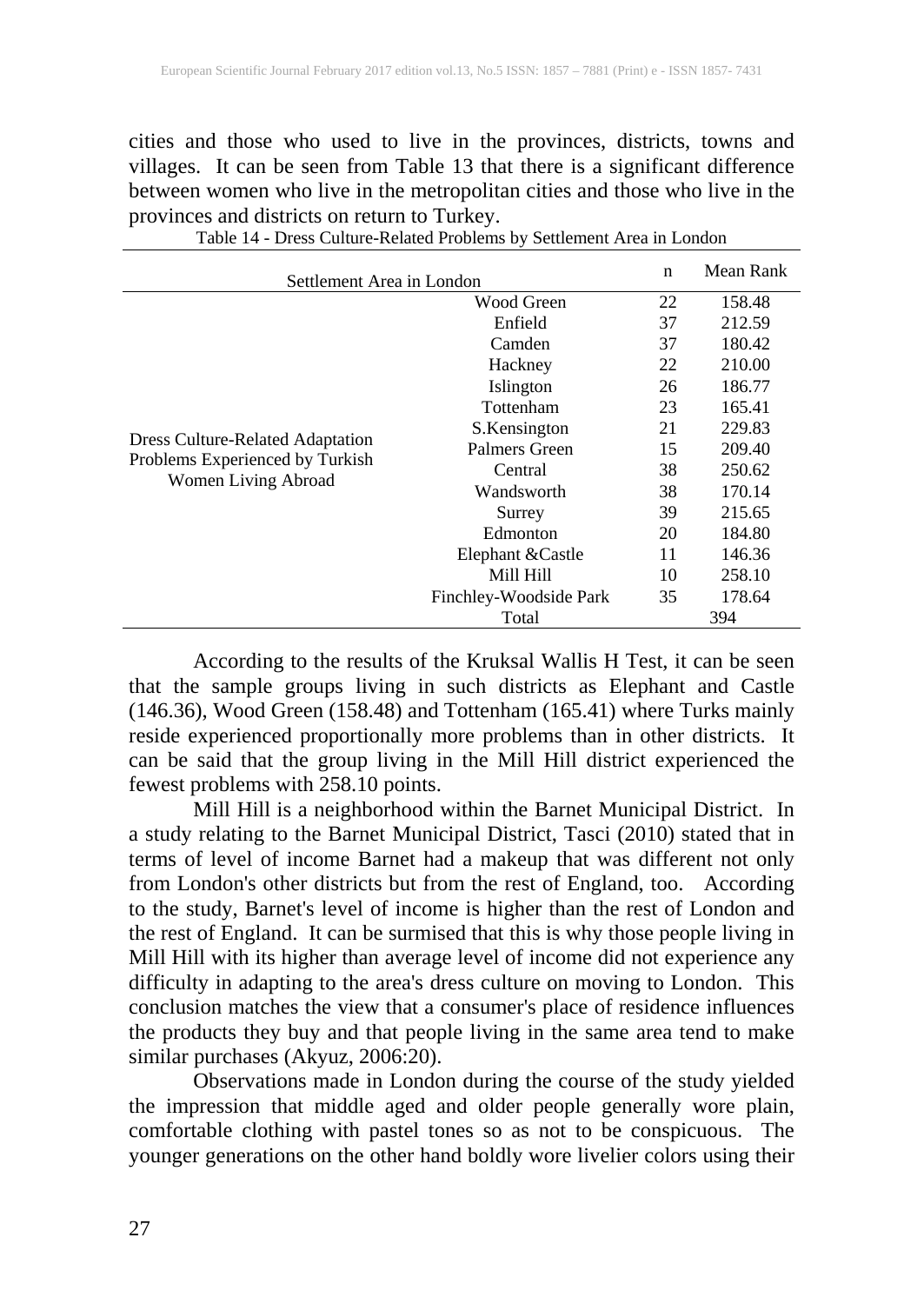cities and those who used to live in the provinces, districts, towns and villages. It can be seen from Table 13 that there is a significant difference between women who live in the metropolitan cities and those who live in the provinces and districts on return to Turkey.

Table 14 - Dress Culture-Related Problems by Settlement Area in London

| Settlement Area in London | | n | Mean Rank |
|---|---|---|---|
| Dress Culture-Related Adaptation Problems Experienced by Turkish Women Living Abroad | Wood Green | 22 | 158.48 |
| | Enfield | 37 | 212.59 |
| | Camden | 37 | 180.42 |
| | Hackney | 22 | 210.00 |
| | Islington | 26 | 186.77 |
| | Tottenham | 23 | 165.41 |
| | S.Kensington | 21 | 229.83 |
| | Palmers Green | 15 | 209.40 |
| | Central | 38 | 250.62 |
| | Wandsworth | 38 | 170.14 |
| | Surrey | 39 | 215.65 |
| | Edmonton | 20 | 184.80 |
| | Elephant &Castle | 11 | 146.36 |
| | Mill Hill | 10 | 258.10 |
| | Finchley-Woodside Park | 35 | 178.64 |
| | Total | 394 | |

According to the results of the Kruksal Wallis H Test, it can be seen that the sample groups living in such districts as Elephant and Castle (146.36), Wood Green (158.48) and Tottenham (165.41) where Turks mainly reside experienced proportionally more problems than in other districts. It can be said that the group living in the Mill Hill district experienced the fewest problems with 258.10 points.

Mill Hill is a neighborhood within the Barnet Municipal District. In a study relating to the Barnet Municipal District, Tasci (2010) stated that in terms of level of income Barnet had a makeup that was different not only from London's other districts but from the rest of England, too. According to the study, Barnet's level of income is higher than the rest of London and the rest of England. It can be surmised that this is why those people living in Mill Hill with its higher than average level of income did not experience any difficulty in adapting to the area's dress culture on moving to London. This conclusion matches the view that a consumer's place of residence influences the products they buy and that people living in the same area tend to make similar purchases (Akyuz, 2006:20).

Observations made in London during the course of the study yielded the impression that middle aged and older people generally wore plain, comfortable clothing with pastel tones so as not to be conspicuous. The younger generations on the other hand boldly wore livelier colors using their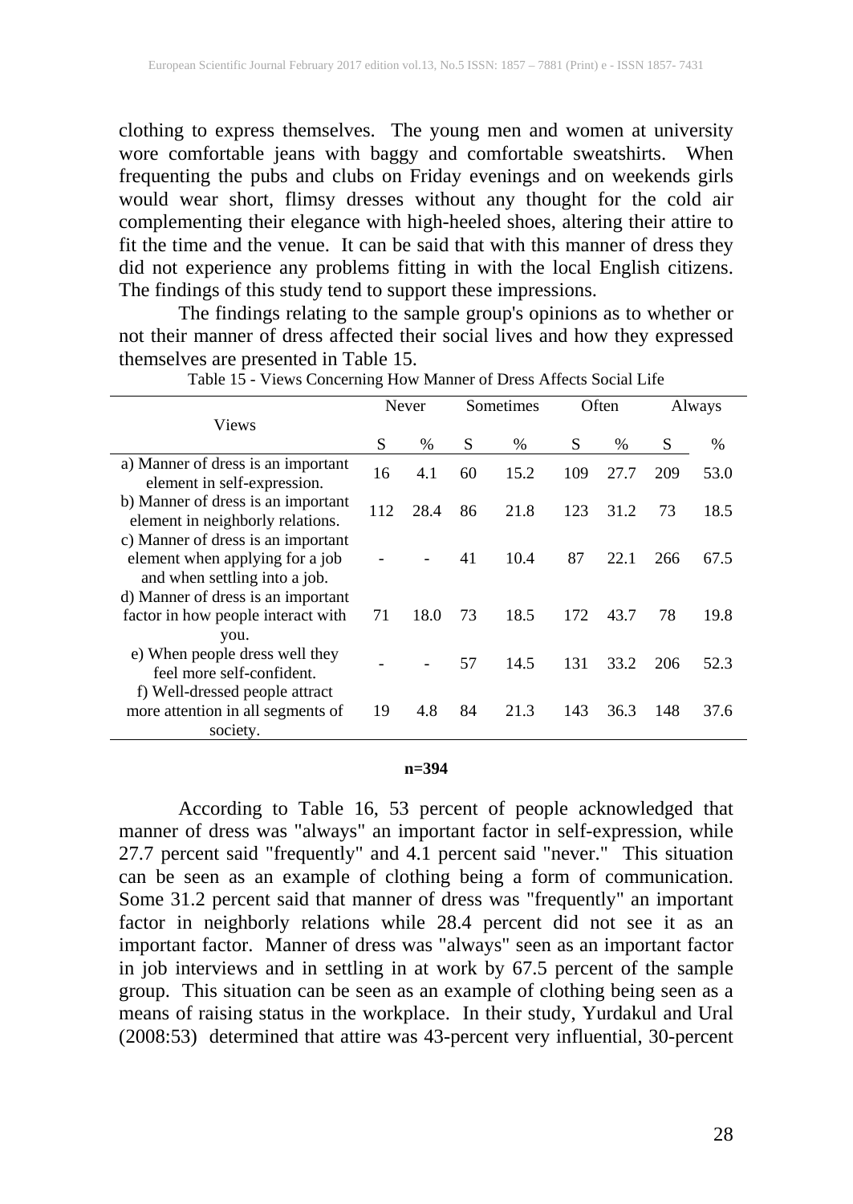clothing to express themselves. The young men and women at university wore comfortable jeans with baggy and comfortable sweatshirts. When frequenting the pubs and clubs on Friday evenings and on weekends girls would wear short, flimsy dresses without any thought for the cold air complementing their elegance with high-heeled shoes, altering their attire to fit the time and the venue. It can be said that with this manner of dress they did not experience any problems fitting in with the local English citizens. The findings of this study tend to support these impressions.

The findings relating to the sample group's opinions as to whether or not their manner of dress affected their social lives and how they expressed themselves are presented in Table 15.

Table 15 - Views Concerning How Manner of Dress Affects Social Life

| Views | Never | | Sometimes | | Often | | Always | |
|---|---|---|---|---|---|---|---|---|
| | S | % | S | % | S | % | S | % |
| a) Manner of dress is an important element in self-expression. | 16 | 4.1 | 60 | 15.2 | 109 | 27.7 | 209 | 53.0 |
| b) Manner of dress is an important element in neighborly relations. | 112 | 28.4 | 86 | 21.8 | 123 | 31.2 | 73 | 18.5 |
| c) Manner of dress is an important element when applying for a job and when settling into a job. | - | - | 41 | 10.4 | 87 | 22.1 | 266 | 67.5 |
| d) Manner of dress is an important factor in how people interact with you. | 71 | 18.0 | 73 | 18.5 | 172 | 43.7 | 78 | 19.8 |
| e) When people dress well they feel more self-confident. | - | - | 57 | 14.5 | 131 | 33.2 | 206 | 52.3 |
| f) Well-dressed people attract more attention in all segments of society. | 19 | 4.8 | 84 | 21.3 | 143 | 36.3 | 148 | 37.6 |

**n=394**

According to Table 16, 53 percent of people acknowledged that manner of dress was "always" an important factor in self-expression, while 27.7 percent said "frequently" and 4.1 percent said "never." This situation can be seen as an example of clothing being a form of communication. Some 31.2 percent said that manner of dress was "frequently" an important factor in neighborly relations while 28.4 percent did not see it as an important factor. Manner of dress was "always" seen as an important factor in job interviews and in settling in at work by 67.5 percent of the sample group. This situation can be seen as an example of clothing being seen as a means of raising status in the workplace. In their study, Yurdakul and Ural (2008:53) determined that attire was 43-percent very influential, 30-percent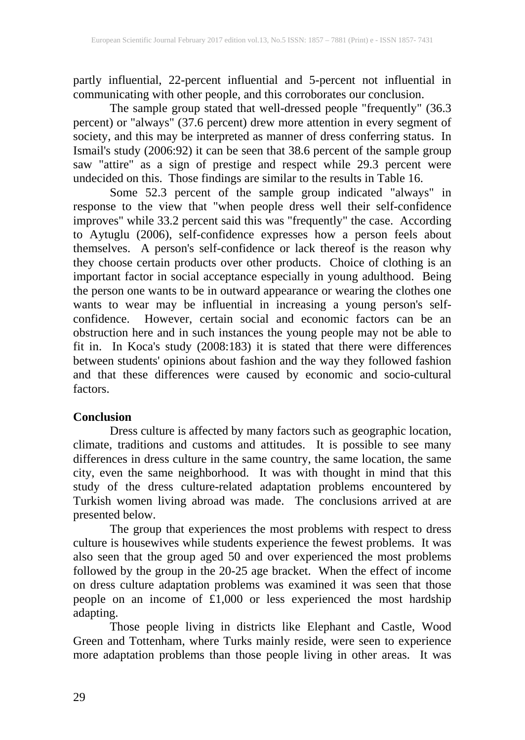partly influential, 22-percent influential and 5-percent not influential in communicating with other people, and this corroborates our conclusion.

The sample group stated that well-dressed people "frequently" (36.3 percent) or "always" (37.6 percent) drew more attention in every segment of society, and this may be interpreted as manner of dress conferring status. In Ismail's study (2006:92) it can be seen that 38.6 percent of the sample group saw "attire" as a sign of prestige and respect while 29.3 percent were undecided on this. Those findings are similar to the results in Table 16.

Some 52.3 percent of the sample group indicated "always" in response to the view that "when people dress well their self-confidence improves" while 33.2 percent said this was "frequently" the case. According to Aytuglu (2006), self-confidence expresses how a person feels about themselves. A person's self-confidence or lack thereof is the reason why they choose certain products over other products. Choice of clothing is an important factor in social acceptance especially in young adulthood. Being the person one wants to be in outward appearance or wearing the clothes one wants to wear may be influential in increasing a young person's self-confidence. However, certain social and economic factors can be an obstruction here and in such instances the young people may not be able to fit in. In Koca's study (2008:183) it is stated that there were differences between students' opinions about fashion and the way they followed fashion and that these differences were caused by economic and socio-cultural factors.

**Conclusion**

Dress culture is affected by many factors such as geographic location, climate, traditions and customs and attitudes. It is possible to see many differences in dress culture in the same country, the same location, the same city, even the same neighborhood. It was with thought in mind that this study of the dress culture-related adaptation problems encountered by Turkish women living abroad was made. The conclusions arrived at are presented below.

The group that experiences the most problems with respect to dress culture is housewives while students experience the fewest problems. It was also seen that the group aged 50 and over experienced the most problems followed by the group in the 20-25 age bracket. When the effect of income on dress culture adaptation problems was examined it was seen that those people on an income of £1,000 or less experienced the most hardship adapting.

Those people living in districts like Elephant and Castle, Wood Green and Tottenham, where Turks mainly reside, were seen to experience more adaptation problems than those people living in other areas. It was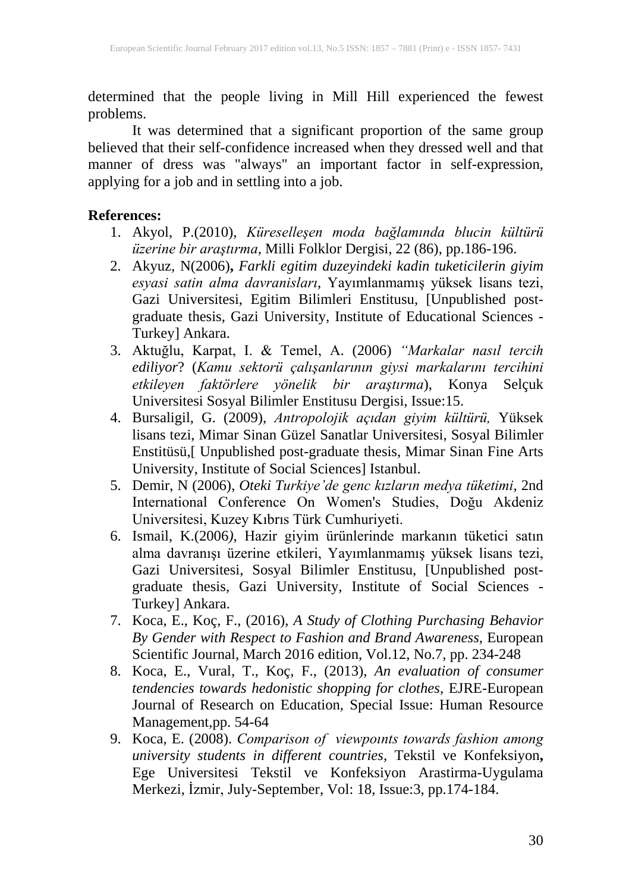determined that the people living in Mill Hill experienced the fewest problems.

It was determined that a significant proportion of the same group believed that their self-confidence increased when they dressed well and that manner of dress was "always" an important factor in self-expression, applying for a job and in settling into a job.

**References:**

1. Akyol, P.(2010), *Küreselleşen moda bağlamında blucin kültürü üzerine bir araştırma*, Milli Folklor Dergisi, 22 (86), pp.186-196.
2. Akyuz, N(2006)**,** *Farkli egitim duzeyindeki kadin tuketicilerin giyim esyasi satin alma davranislari*, Yayımlanmamış yüksek lisans tezi, Gazi Universitesi, Egitim Bilimleri Enstitusu, [Unpublished post-graduate thesis, Gazi University, Institute of Educational Sciences - Turkey] Ankara.
3. Aktuğlu, Karpat, I. & Temel, A. (2006) *"Markalar nasıl tercih ediliyor*? (*Kamu sektorü çalışanlarının giysi markalarını tercihini etkileyen faktörlere yönelik bir araştırma*), Konya Selçuk Universitesi Sosyal Bilimler Enstitusu Dergisi, Issue:15.
4. Bursaligil, G. (2009), *Antropolojik açıdan giyim kültürü,* Yüksek lisans tezi, Mimar Sinan Güzel Sanatlar Universitesi, Sosyal Bilimler Enstitüsü,[ Unpublished post-graduate thesis, Mimar Sinan Fine Arts University, Institute of Social Sciences] Istanbul.
5. Demir, N (2006), *Oteki Turkiye'de genc kızların medya tüketimi*, 2nd International Conference On Women's Studies, Doğu Akdeniz Universitesi, Kuzey Kıbrıs Türk Cumhuriyeti.
6. Ismail, K.(2006*),* Hazir giyim ürünlerinde markanın tüketici satın alma davranışı üzerine etkileri, Yayımlanmamış yüksek lisans tezi, Gazi Universitesi, Sosyal Bilimler Enstitusu, [Unpublished post-graduate thesis, Gazi University, Institute of Social Sciences - Turkey] Ankara.
7. Koca, E., Koç, F., (2016), *A Study of Clothing Purchasing Behavior By Gender with Respect to Fashion and Brand Awareness*, European Scientific Journal, March 2016 edition, Vol.12, No.7, pp. 234-248
8. Koca, E., Vural, T., Koç, F., (2013), *An evaluation of consumer tendencies towards hedonistic shopping for clothes*, EJRE-European Journal of Research on Education, Special Issue: Human Resource Management,pp. 54-64
9. Koca, E. (2008). *Comparison of viewpoınts towards fashion among university students in different countries,* Tekstil ve Konfeksiyon**,** Ege Universitesi Tekstil ve Konfeksiyon Arastirma-Uygulama Merkezi, İzmir, July-September, Vol: 18, Issue:3, pp.174-184.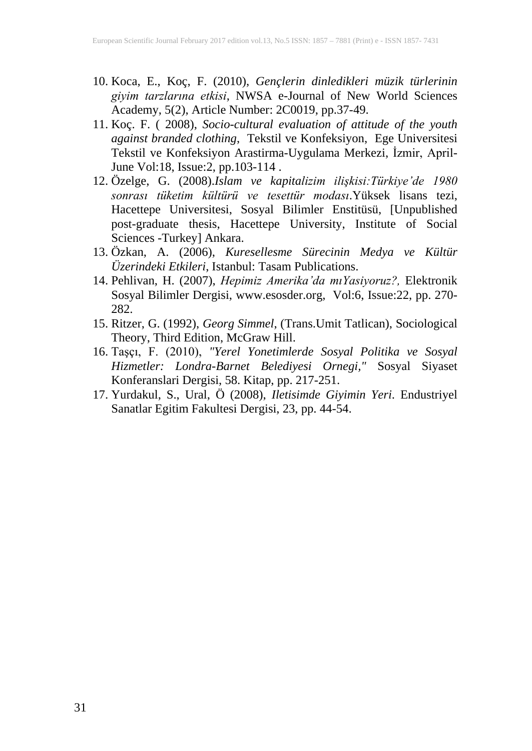10. Koca, E., Koç, F. (2010), *Gençlerin dinledikleri müzik türlerinin giyim tarzlarına etkisi*, NWSA e-Journal of New World Sciences Academy, 5(2), Article Number: 2C0019, pp.37-49.
11. Koç. F. ( 2008), *Socio-cultural evaluation of attitude of the youth against branded clothing*, Tekstil ve Konfeksiyon, Ege Universitesi Tekstil ve Konfeksiyon Arastirma-Uygulama Merkezi, İzmir, April-June Vol:18, Issue:2, pp.103-114 .
12. Özelge, G. (2008).*Islam ve kapitalizim ilişkisi:Türkiye'de 1980 sonrası tüketim kültürü ve tesettür modası*.Yüksek lisans tezi, Hacettepe Universitesi, Sosyal Bilimler Enstitüsü, [Unpublished post-graduate thesis, Hacettepe University, Institute of Social Sciences -Turkey] Ankara.
13. Özkan, A. (2006), *Kuresellesme Sürecinin Medya ve Kültür Üzerindeki Etkileri*, Istanbul: Tasam Publications.
14. Pehlivan, H. (2007), *Hepimiz Amerika'da mıYasiyoruz?,* Elektronik Sosyal Bilimler Dergisi, www.esosder.org, Vol:6, Issue:22, pp. 270-282.
15. Ritzer, G. (1992), *Georg Simmel*, (Trans.Umit Tatlican), Sociological Theory, Third Edition, McGraw Hill.
16. Taşçı, F. (2010), *"Yerel Yonetimlerde Sosyal Politika ve Sosyal Hizmetler: Londra-Barnet Belediyesi Ornegi,"* Sosyal Siyaset Konferanslari Dergisi, 58. Kitap, pp. 217-251.
17. Yurdakul, S., Ural, Ö (2008), *Iletisimde Giyimin Yeri*. Endustriyel Sanatlar Egitim Fakultesi Dergisi, 23, pp. 44-54.